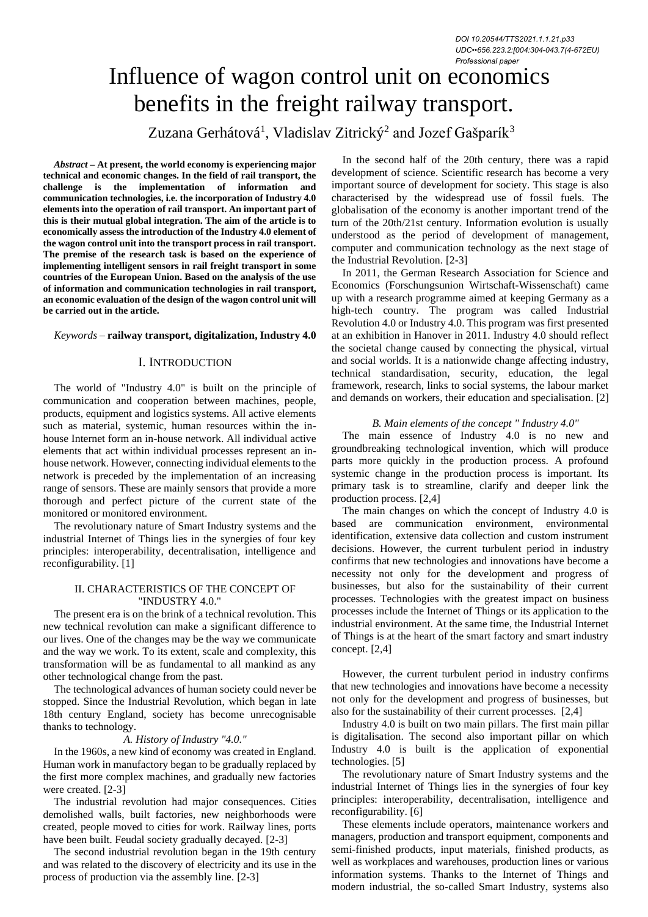DOI 10.20544/TTS2021.1.1.21.p33
UDC••656.223.2:[004:304-043.7(4-672EU)
Professional paper

# Influence of wagon control unit on economics benefits in the freight railway transport.

Zuzana Gerhátová[1], Vladislav Zitrický[2] and Jozef Gašparík[3]

***Abstract* – At present, the world economy is experiencing major technical and economic changes. In the field of rail transport, the challenge is the implementation of information and communication technologies, i.e. the incorporation of Industry 4.0 elements into the operation of rail transport. An important part of this is their mutual global integration. The aim of the article is to economically assess the introduction of the Industry 4.0 element of the wagon control unit into the transport process in rail transport. The premise of the research task is based on the experience of implementing intelligent sensors in rail freight transport in some countries of the European Union. Based on the analysis of the use of information and communication technologies in rail transport, an economic evaluation of the design of the wagon control unit will be carried out in the article.**

*Keywords* – **railway transport, digitalization, Industry 4.0**

## I. INTRODUCTION

The world of "Industry 4.0" is built on the principle of communication and cooperation between machines, people, products, equipment and logistics systems. All active elements such as material, systemic, human resources within the in-house Internet form an in-house network. All individual active elements that act within individual processes represent an in-house network. However, connecting individual elements to the network is preceded by the implementation of an increasing range of sensors. These are mainly sensors that provide a more thorough and perfect picture of the current state of the monitored or monitored environment.

The revolutionary nature of Smart Industry systems and the industrial Internet of Things lies in the synergies of four key principles: interoperability, decentralisation, intelligence and reconfigurability. [1]

## II. CHARACTERISTICS OF THE CONCEPT OF "INDUSTRY 4.0."

The present era is on the brink of a technical revolution. This new technical revolution can make a significant difference to our lives. One of the changes may be the way we communicate and the way we work. To its extent, scale and complexity, this transformation will be as fundamental to all mankind as any other technological change from the past.

The technological advances of human society could never be stopped. Since the Industrial Revolution, which began in late 18th century England, society has become unrecognisable thanks to technology.

### *A. History of Industry "4.0."*

In the 1960s, a new kind of economy was created in England. Human work in manufactory began to be gradually replaced by the first more complex machines, and gradually new factories were created. [2-3]

The industrial revolution had major consequences. Cities demolished walls, built factories, new neighborhoods were created, people moved to cities for work. Railway lines, ports have been built. Feudal society gradually decayed. [2-3]

The second industrial revolution began in the 19th century and was related to the discovery of electricity and its use in the process of production via the assembly line. [2-3]

In the second half of the 20th century, there was a rapid development of science. Scientific research has become a very important source of development for society. This stage is also characterised by the widespread use of fossil fuels. The globalisation of the economy is another important trend of the turn of the 20th/21st century. Information evolution is usually understood as the period of development of management, computer and communication technology as the next stage of the Industrial Revolution. [2-3]

In 2011, the German Research Association for Science and Economics (Forschungsunion Wirtschaft-Wissenschaft) came up with a research programme aimed at keeping Germany as a high-tech country. The program was called Industrial Revolution 4.0 or Industry 4.0. This program was first presented at an exhibition in Hanover in 2011. Industry 4.0 should reflect the societal change caused by connecting the physical, virtual and social worlds. It is a nationwide change affecting industry, technical standardisation, security, education, the legal framework, research, links to social systems, the labour market and demands on workers, their education and specialisation. [2]

### *B. Main elements of the concept " Industry 4.0"*

The main essence of Industry 4.0 is no new and groundbreaking technological invention, which will produce parts more quickly in the production process. A profound systemic change in the production process is important. Its primary task is to streamline, clarify and deeper link the production process. [2,4]

The main changes on which the concept of Industry 4.0 is based are communication environment, environmental identification, extensive data collection and custom instrument decisions. However, the current turbulent period in industry confirms that new technologies and innovations have become a necessity not only for the development and progress of businesses, but also for the sustainability of their current processes. Technologies with the greatest impact on business processes include the Internet of Things or its application to the industrial environment. At the same time, the Industrial Internet of Things is at the heart of the smart factory and smart industry concept. [2,4]

However, the current turbulent period in industry confirms that new technologies and innovations have become a necessity not only for the development and progress of businesses, but also for the sustainability of their current processes. [2,4]

Industry 4.0 is built on two main pillars. The first main pillar is digitalisation. The second also important pillar on which Industry 4.0 is built is the application of exponential technologies. [5]

The revolutionary nature of Smart Industry systems and the industrial Internet of Things lies in the synergies of four key principles: interoperability, decentralisation, intelligence and reconfigurability. [6]

These elements include operators, maintenance workers and managers, production and transport equipment, components and semi-finished products, input materials, finished products, as well as workplaces and warehouses, production lines or various information systems. Thanks to the Internet of Things and modern industrial, the so-called Smart Industry, systems also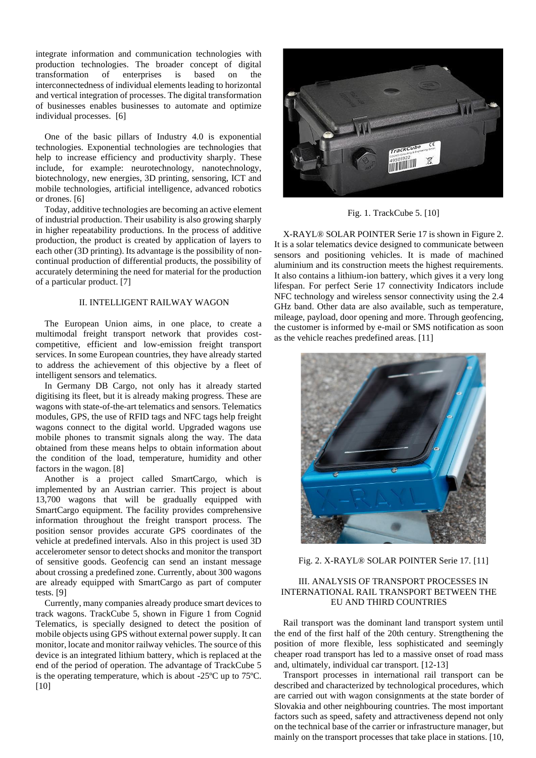integrate information and communication technologies with production technologies. The broader concept of digital transformation of enterprises is based on the interconnectedness of individual elements leading to horizontal and vertical integration of processes. The digital transformation of businesses enables businesses to automate and optimize individual processes. [6]

One of the basic pillars of Industry 4.0 is exponential technologies. Exponential technologies are technologies that help to increase efficiency and productivity sharply. These include, for example: neurotechnology, nanotechnology, biotechnology, new energies, 3D printing, sensoring, ICT and mobile technologies, artificial intelligence, advanced robotics or drones. [6]

Today, additive technologies are becoming an active element of industrial production. Their usability is also growing sharply in higher repeatability productions. In the process of additive production, the product is created by application of layers to each other (3D printing). Its advantage is the possibility of non-continual production of differential products, the possibility of accurately determining the need for material for the production of a particular product. [7]

## II. INTELLIGENT RAILWAY WAGON

The European Union aims, in one place, to create a multimodal freight transport network that provides cost-competitive, efficient and low-emission freight transport services. In some European countries, they have already started to address the achievement of this objective by a fleet of intelligent sensors and telematics.

In Germany DB Cargo, not only has it already started digitising its fleet, but it is already making progress. These are wagons with state-of-the-art telematics and sensors. Telematics modules, GPS, the use of RFID tags and NFC tags help freight wagons connect to the digital world. Upgraded wagons use mobile phones to transmit signals along the way. The data obtained from these means helps to obtain information about the condition of the load, temperature, humidity and other factors in the wagon. [8]

Another is a project called SmartCargo, which is implemented by an Austrian carrier. This project is about 13,700 wagons that will be gradually equipped with SmartCargo equipment. The facility provides comprehensive information throughout the freight transport process. The position sensor provides accurate GPS coordinates of the vehicle at predefined intervals. Also in this project is used 3D accelerometer sensor to detect shocks and monitor the transport of sensitive goods. Geofencig can send an instant message about crossing a predefined zone. Currently, about 300 wagons are already equipped with SmartCargo as part of computer tests. [9]

Currently, many companies already produce smart devices to track wagons. TrackCube 5, shown in Figure 1 from Cognid Telematics, is specially designed to detect the position of mobile objects using GPS without external power supply. It can monitor, locate and monitor railway vehicles. The source of this device is an integrated lithium battery, which is replaced at the end of the period of operation. The advantage of TrackCube 5 is the operating temperature, which is about -25ºC up to 75ºC. [10]

Fig. 1. TrackCube 5. [10]

X-RAYL® SOLAR POINTER Serie 17 is shown in Figure 2. It is a solar telematics device designed to communicate between sensors and positioning vehicles. It is made of machined aluminium and its construction meets the highest requirements. It also contains a lithium-ion battery, which gives it a very long lifespan. For perfect Serie 17 connectivity Indicators include NFC technology and wireless sensor connectivity using the 2.4 GHz band. Other data are also available, such as temperature, mileage, payload, door opening and more. Through geofencing, the customer is informed by e-mail or SMS notification as soon as the vehicle reaches predefined areas. [11]

Fig. 2. X-RAYL® SOLAR POINTER Serie 17. [11]

## III. ANALYSIS OF TRANSPORT PROCESSES IN INTERNATIONAL RAIL TRANSPORT BETWEEN THE EU AND THIRD COUNTRIES

Rail transport was the dominant land transport system until the end of the first half of the 20th century. Strengthening the position of more flexible, less sophisticated and seemingly cheaper road transport has led to a massive onset of road mass and, ultimately, individual car transport. [12-13]

Transport processes in international rail transport can be described and characterized by technological procedures, which are carried out with wagon consignments at the state border of Slovakia and other neighbouring countries. The most important factors such as speed, safety and attractiveness depend not only on the technical base of the carrier or infrastructure manager, but mainly on the transport processes that take place in stations. [10,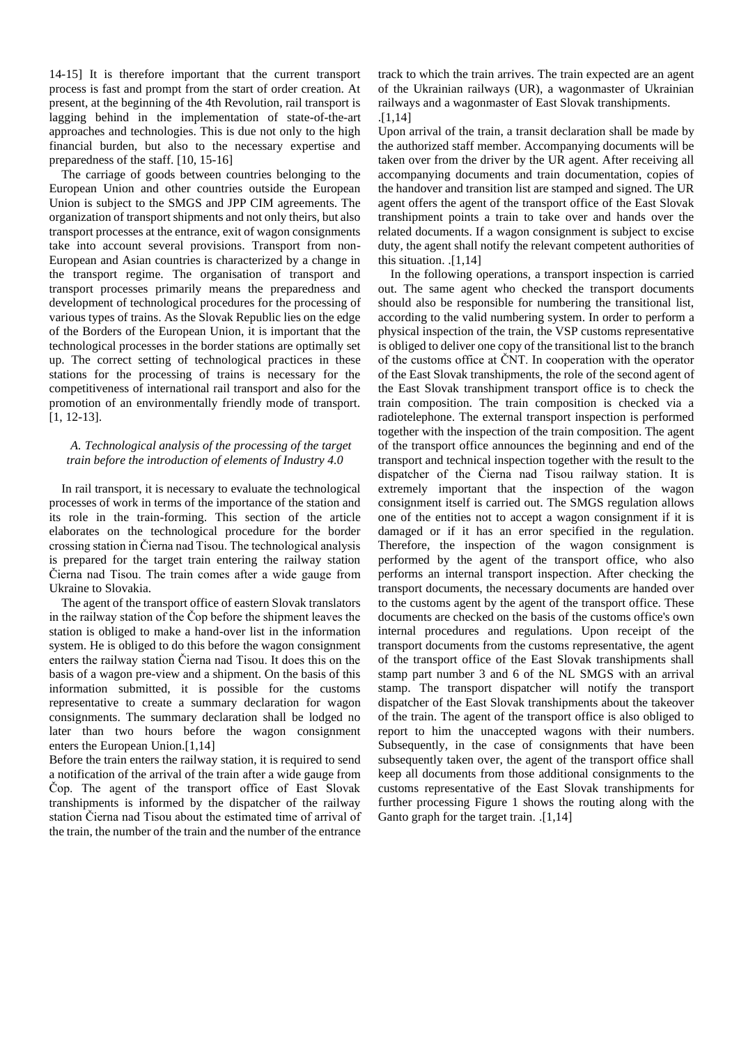14-15] It is therefore important that the current transport process is fast and prompt from the start of order creation. At present, at the beginning of the 4th Revolution, rail transport is lagging behind in the implementation of state-of-the-art approaches and technologies. This is due not only to the high financial burden, but also to the necessary expertise and preparedness of the staff. [10, 15-16]

The carriage of goods between countries belonging to the European Union and other countries outside the European Union is subject to the SMGS and JPP CIM agreements. The organization of transport shipments and not only theirs, but also transport processes at the entrance, exit of wagon consignments take into account several provisions. Transport from non-European and Asian countries is characterized by a change in the transport regime. The organisation of transport and transport processes primarily means the preparedness and development of technological procedures for the processing of various types of trains. As the Slovak Republic lies on the edge of the Borders of the European Union, it is important that the technological processes in the border stations are optimally set up. The correct setting of technological practices in these stations for the processing of trains is necessary for the competitiveness of international rail transport and also for the promotion of an environmentally friendly mode of transport. [1, 12-13].

### *A. Technological analysis of the processing of the target train before the introduction of elements of Industry 4.0*

In rail transport, it is necessary to evaluate the technological processes of work in terms of the importance of the station and its role in the train-forming. This section of the article elaborates on the technological procedure for the border crossing station in Čierna nad Tisou. The technological analysis is prepared for the target train entering the railway station Čierna nad Tisou. The train comes after a wide gauge from Ukraine to Slovakia.

The agent of the transport office of eastern Slovak translators in the railway station of the Čop before the shipment leaves the station is obliged to make a hand-over list in the information system. He is obliged to do this before the wagon consignment enters the railway station Čierna nad Tisou. It does this on the basis of a wagon pre-view and a shipment. On the basis of this information submitted, it is possible for the customs representative to create a summary declaration for wagon consignments. The summary declaration shall be lodged no later than two hours before the wagon consignment enters the European Union.[1,14]

Before the train enters the railway station, it is required to send a notification of the arrival of the train after a wide gauge from Čop. The agent of the transport office of East Slovak transhipments is informed by the dispatcher of the railway station Čierna nad Tisou about the estimated time of arrival of the train, the number of the train and the number of the entrance track to which the train arrives. The train expected are an agent of the Ukrainian railways (UR), a wagonmaster of Ukrainian railways and a wagonmaster of East Slovak transhipments. .[1,14]

Upon arrival of the train, a transit declaration shall be made by the authorized staff member. Accompanying documents will be taken over from the driver by the UR agent. After receiving all accompanying documents and train documentation, copies of the handover and transition list are stamped and signed. The UR agent offers the agent of the transport office of the East Slovak transhipment points a train to take over and hands over the related documents. If a wagon consignment is subject to excise duty, the agent shall notify the relevant competent authorities of this situation. .[1,14]

In the following operations, a transport inspection is carried out. The same agent who checked the transport documents should also be responsible for numbering the transitional list, according to the valid numbering system. In order to perform a physical inspection of the train, the VSP customs representative is obliged to deliver one copy of the transitional list to the branch of the customs office at ČNT. In cooperation with the operator of the East Slovak transhipments, the role of the second agent of the East Slovak transhipment transport office is to check the train composition. The train composition is checked via a radiotelephone. The external transport inspection is performed together with the inspection of the train composition. The agent of the transport office announces the beginning and end of the transport and technical inspection together with the result to the dispatcher of the Čierna nad Tisou railway station. It is extremely important that the inspection of the wagon consignment itself is carried out. The SMGS regulation allows one of the entities not to accept a wagon consignment if it is damaged or if it has an error specified in the regulation. Therefore, the inspection of the wagon consignment is performed by the agent of the transport office, who also performs an internal transport inspection. After checking the transport documents, the necessary documents are handed over to the customs agent by the agent of the transport office. These documents are checked on the basis of the customs office's own internal procedures and regulations. Upon receipt of the transport documents from the customs representative, the agent of the transport office of the East Slovak transhipments shall stamp part number 3 and 6 of the NL SMGS with an arrival stamp. The transport dispatcher will notify the transport dispatcher of the East Slovak transhipments about the takeover of the train. The agent of the transport office is also obliged to report to him the unaccepted wagons with their numbers. Subsequently, in the case of consignments that have been subsequently taken over, the agent of the transport office shall keep all documents from those additional consignments to the customs representative of the East Slovak transhipments for further processing Figure 1 shows the routing along with the Ganto graph for the target train. .[1,14]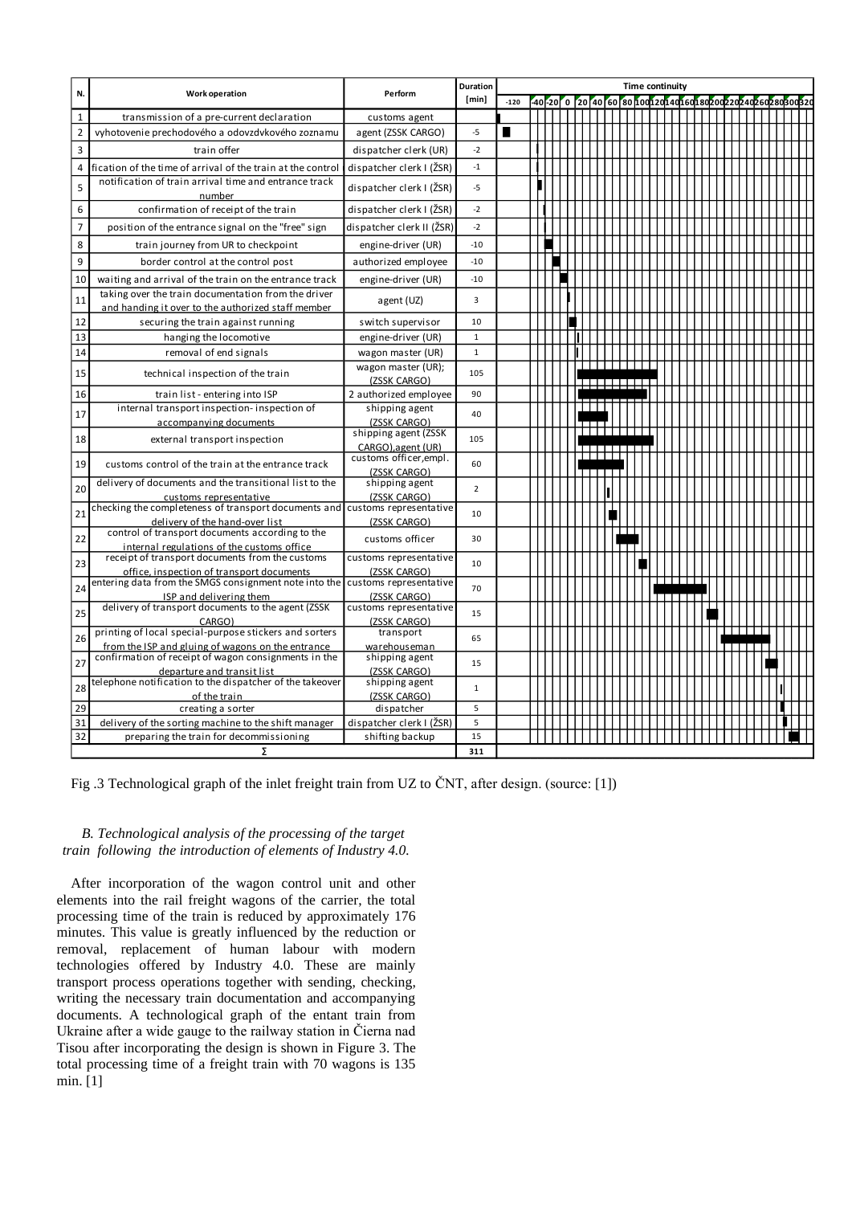| N. | Work operation | Perform | Duration [min] |
|---|---|---|---|
| 1 | transmission of a pre-current declaration | customs agent | |
| 2 | vyhotovenie prechodového a odovzdvkového zoznamu | agent (ZSSK CARGO) | -5 |
| 3 | train offer | dispatcher clerk (UR) | -2 |
| 4 | fication of the time of arrival of the train at the control | dispatcher clerk I (ŽSR) | -1 |
| 5 | notification of train arrival time and entrance track number | dispatcher clerk I (ŽSR) | -5 |
| 6 | confirmation of receipt of the train | dispatcher clerk I (ŽSR) | -2 |
| 7 | position of the entrance signal on the "free" sign | dispatcher clerk II (ŽSR) | -2 |
| 8 | train journey from UR to checkpoint | engine-driver (UR) | -10 |
| 9 | border control at the control post | authorized employee | -10 |
| 10 | waiting and arrival of the train on the entrance track | engine-driver (UR) | -10 |
| 11 | taking over the train documentation from the driver and handing it over to the authorized staff member | agent (UZ) | 3 |
| 12 | securing the train against running | switch supervisor | 10 |
| 13 | hanging the locomotive | engine-driver (UR) | 1 |
| 14 | removal of end signals | wagon master (UR) | 1 |
| 15 | technical inspection of the train | wagon master (UR); (ZSSK CARGO) | 105 |
| 16 | train list - entering into ISP | 2 authorized employee | 90 |
| 17 | internal transport inspection- inspection of accompanying documents | shipping agent (ZSSK CARGO) | 40 |
| 18 | external transport inspection | shipping agent (ZSSK CARGO),agent (UR) | 105 |
| 19 | customs control of the train at the entrance track | customs officer,empl. (ZSSK CARGO) | 60 |
| 20 | delivery of documents and the transitional list to the customs representative | shipping agent (ZSSK CARGO) | 2 |
| 21 | checking the completeness of transport documents and delivery of the hand-over list | customs representative (ZSSK CARGO) | 10 |
| 22 | control of transport documents according to the internal regulations of the customs office | customs officer | 30 |
| 23 | receipt of transport documents from the customs office, inspection of transport documents | customs representative (ZSSK CARGO) | 10 |
| 24 | entering data from the SMGS consignment note into the ISP and delivering them | customs representative (ZSSK CARGO) | 70 |
| 25 | delivery of transport documents to the agent (ZSSK CARGO) | customs representative (ZSSK CARGO) | 15 |
| 26 | printing of local special-purpose stickers and sorters from the ISP and gluing of wagons on the entrance | transport warehouseman | 65 |
| 27 | confirmation of receipt of wagon consignments in the departure and transit list | shipping agent (ZSSK CARGO) | 15 |
| 28 | telephone notification to the dispatcher of the takeover of the train | shipping agent (ZSSK CARGO) | 1 |
| 29 | creating a sorter | dispatcher | 5 |
| 31 | delivery of the sorting machine to the shift manager | dispatcher clerk I (ŽSR) | 5 |
| 32 | preparing the train for decommissioning | shifting backup | 15 |
| | Σ | | 311 |

Fig .3 Technological graph of the inlet freight train from UZ to ČNT, after design. (source: [1])

### *B. Technological analysis of the processing of the target train following the introduction of elements of Industry 4.0.*

After incorporation of the wagon control unit and other elements into the rail freight wagons of the carrier, the total processing time of the train is reduced by approximately 176 minutes. This value is greatly influenced by the reduction or removal, replacement of human labour with modern technologies offered by Industry 4.0. These are mainly transport process operations together with sending, checking, writing the necessary train documentation and accompanying documents. A technological graph of the entant train from Ukraine after a wide gauge to the railway station in Čierna nad Tisou after incorporating the design is shown in Figure 3. The total processing time of a freight train with 70 wagons is 135 min. [1]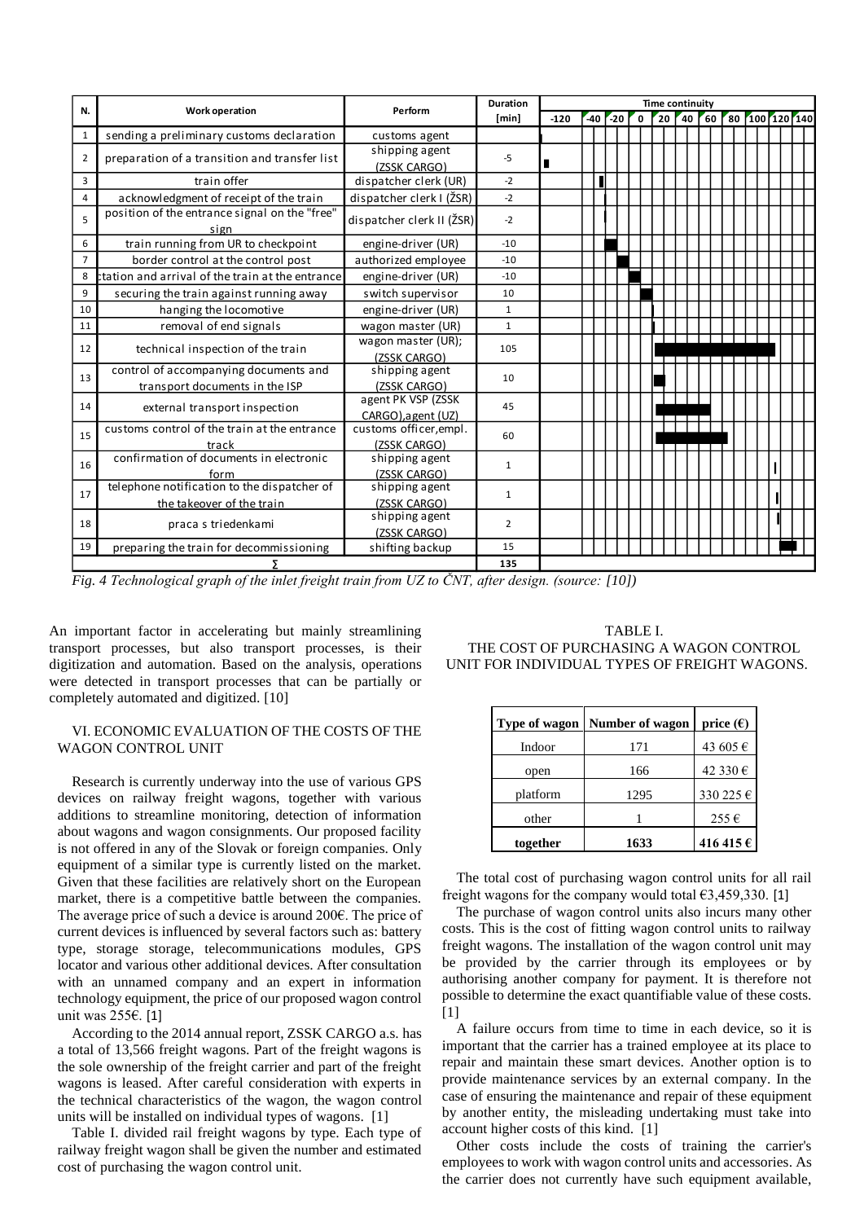| N. | Work operation | Perform | Duration [min] |
|---|---|---|---|
| 1 | sending a preliminary customs declaration | customs agent | |
| 2 | preparation of a transition and transfer list | shipping agent (ZSSK CARGO) | -5 |
| 3 | train offer | dispatcher clerk (UR) | -2 |
| 4 | acknowledgment of receipt of the train | dispatcher clerk I (ŽSR) | -2 |
| 5 | position of the entrance signal on the "free" sign | dispatcher clerk II (ŽSR) | -2 |
| 6 | train running from UR to checkpoint | engine-driver (UR) | -10 |
| 7 | border control at the control post | authorized employee | -10 |
| 8 | station and arrival of the train at the entrance | engine-driver (UR) | -10 |
| 9 | securing the train against running away | switch supervisor | 10 |
| 10 | hanging the locomotive | engine-driver (UR) | 1 |
| 11 | removal of end signals | wagon master (UR) | 1 |
| 12 | technical inspection of the train | wagon master (UR); (ZSSK CARGO) | 105 |
| 13 | control of accompanying documents and transport documents in the ISP | shipping agent (ZSSK CARGO) | 10 |
| 14 | external transport inspection | agent PK VSP (ZSSK CARGO),agent (UZ) | 45 |
| 15 | customs control of the train at the entrance track | customs officer,empl. (ZSSK CARGO) | 60 |
| 16 | confirmation of documents in electronic form | shipping agent (ZSSK CARGO) | 1 |
| 17 | telephone notification to the dispatcher of the takeover of the train | shipping agent (ZSSK CARGO) | 1 |
| 18 | praca s triedenkami | shipping agent (ZSSK CARGO) | 2 |
| 19 | preparing the train for decommissioning | shifting backup | 15 |
| | ∑ | | 135 |

*Fig. 4 Technological graph of the inlet freight train from UZ to ČNT, after design. (source: [10])*

An important factor in accelerating but mainly streamlining transport processes, but also transport processes, is their digitization and automation. Based on the analysis, operations were detected in transport processes that can be partially or completely automated and digitized. [10]

## VI. ECONOMIC EVALUATION OF THE COSTS OF THE WAGON CONTROL UNIT

Research is currently underway into the use of various GPS devices on railway freight wagons, together with various additions to streamline monitoring, detection of information about wagons and wagon consignments. Our proposed facility is not offered in any of the Slovak or foreign companies. Only equipment of a similar type is currently listed on the market. Given that these facilities are relatively short on the European market, there is a competitive battle between the companies. The average price of such a device is around 200€. The price of current devices is influenced by several factors such as: battery type, storage storage, telecommunications modules, GPS locator and various other additional devices. After consultation with an unnamed company and an expert in information technology equipment, the price of our proposed wagon control unit was 255€. [1]

According to the 2014 annual report, ZSSK CARGO a.s. has a total of 13,566 freight wagons. Part of the freight wagons is the sole ownership of the freight carrier and part of the freight wagons is leased. After careful consideration with experts in the technical characteristics of the wagon, the wagon control units will be installed on individual types of wagons. [1]

Table I. divided rail freight wagons by type. Each type of railway freight wagon shall be given the number and estimated cost of purchasing the wagon control unit.

TABLE I.
THE COST OF PURCHASING A WAGON CONTROL UNIT FOR INDIVIDUAL TYPES OF FREIGHT WAGONS.

| Type of wagon | Number of wagon | price (€) |
|---|---|---|
| Indoor | 171 | 43 605 € |
| open | 166 | 42 330 € |
| platform | 1295 | 330 225 € |
| other | 1 | 255 € |
| **together** | **1633** | **416 415 €** |

The total cost of purchasing wagon control units for all rail freight wagons for the company would total €3,459,330. [1]

The purchase of wagon control units also incurs many other costs. This is the cost of fitting wagon control units to railway freight wagons. The installation of the wagon control unit may be provided by the carrier through its employees or by authorising another company for payment. It is therefore not possible to determine the exact quantifiable value of these costs. [1]

A failure occurs from time to time in each device, so it is important that the carrier has a trained employee at its place to repair and maintain these smart devices. Another option is to provide maintenance services by an external company. In the case of ensuring the maintenance and repair of these equipment by another entity, the misleading undertaking must take into account higher costs of this kind. [1]

Other costs include the costs of training the carrier's employees to work with wagon control units and accessories. As the carrier does not currently have such equipment available,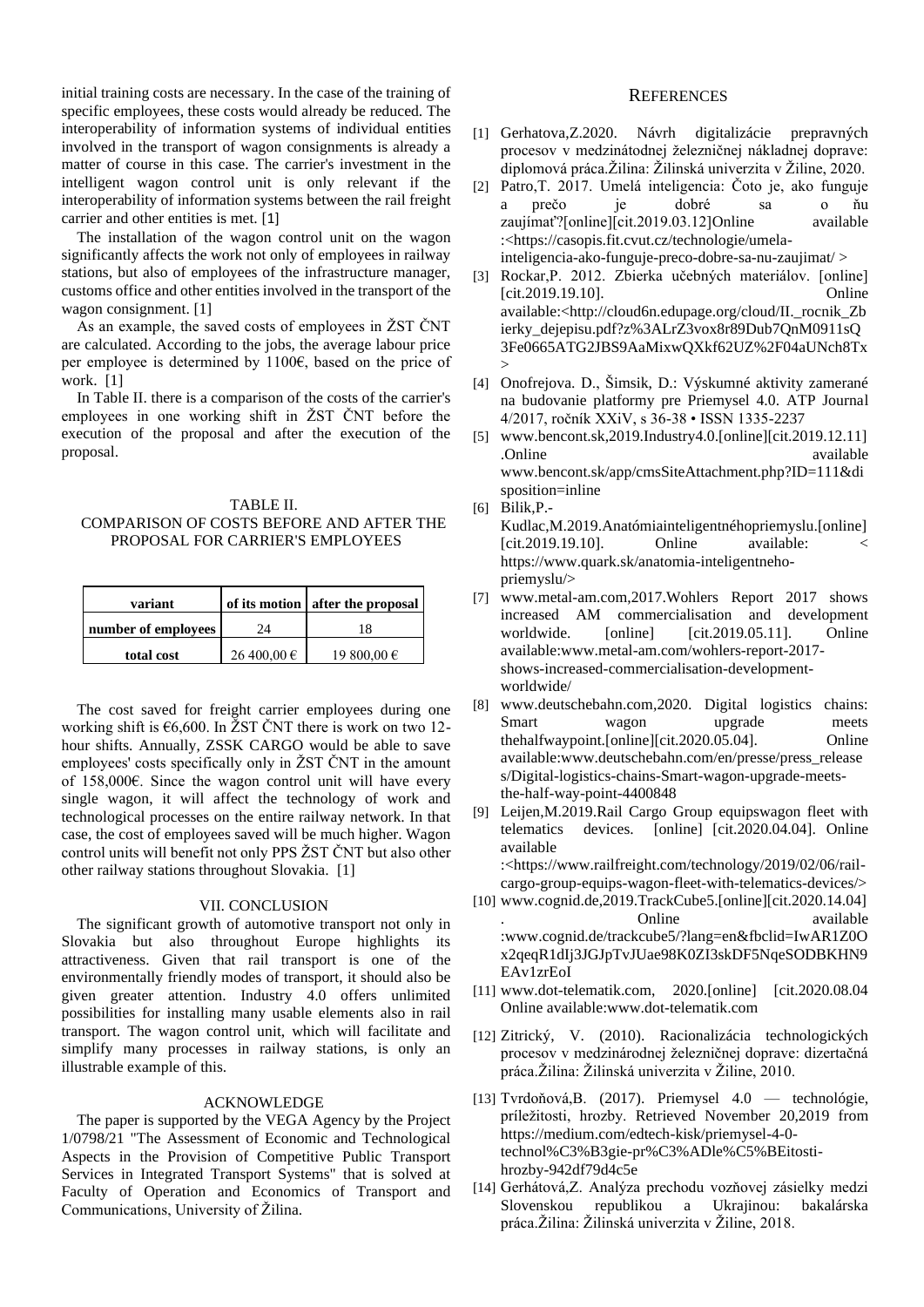initial training costs are necessary. In the case of the training of specific employees, these costs would already be reduced. The interoperability of information systems of individual entities involved in the transport of wagon consignments is already a matter of course in this case. The carrier's investment in the intelligent wagon control unit is only relevant if the interoperability of information systems between the rail freight carrier and other entities is met. [1]

The installation of the wagon control unit on the wagon significantly affects the work not only of employees in railway stations, but also of employees of the infrastructure manager, customs office and other entities involved in the transport of the wagon consignment. [1]

As an example, the saved costs of employees in ŽST ČNT are calculated. According to the jobs, the average labour price per employee is determined by 1100€, based on the price of work. [1]

In Table II. there is a comparison of the costs of the carrier's employees in one working shift in ŽST ČNT before the execution of the proposal and after the execution of the proposal.

TABLE II.
COMPARISON OF COSTS BEFORE AND AFTER THE PROPOSAL FOR CARRIER'S EMPLOYEES

| variant | of its motion | after the proposal |
|---|---|---|
| number of employees | 24 | 18 |
| total cost | 26 400,00 € | 19 800,00 € |

The cost saved for freight carrier employees during one working shift is €6,600. In ŽST ČNT there is work on two 12-hour shifts. Annually, ZSSK CARGO would be able to save employees' costs specifically only in ŽST ČNT in the amount of 158,000€. Since the wagon control unit will have every single wagon, it will affect the technology of work and technological processes on the entire railway network. In that case, the cost of employees saved will be much higher. Wagon control units will benefit not only PPS ŽST ČNT but also other other railway stations throughout Slovakia. [1]

## VII. CONCLUSION

The significant growth of automotive transport not only in Slovakia but also throughout Europe highlights its attractiveness. Given that rail transport is one of the environmentally friendly modes of transport, it should also be given greater attention. Industry 4.0 offers unlimited possibilities for installing many usable elements also in rail transport. The wagon control unit, which will facilitate and simplify many processes in railway stations, is only an illustrable example of this.

## ACKNOWLEDGE

The paper is supported by the VEGA Agency by the Project 1/0798/21 "The Assessment of Economic and Technological Aspects in the Provision of Competitive Public Transport Services in Integrated Transport Systems" that is solved at Faculty of Operation and Economics of Transport and Communications, University of Žilina.

## REFERENCES

[1] Gerhatova,Z.2020. Návrh digitalizácie prepravných procesov v medzinátodnej železničnej nákladnej doprave: diplomová práca.Žilina: Žilinská univerzita v Žiline, 2020.

[2] Patro,T. 2017. Umelá inteligencia: Čoto je, ako funguje a prečo je dobré sa o ňu zaujímať?[online][cit.2019.03.12]Online available :<https://casopis.fit.cvut.cz/technologie/umela-inteligencia-ako-funguje-preco-dobre-sa-nu-zaujimat/ >

[3] Rockar,P. 2012. Zbierka učebných materiálov. [online] [cit.2019.19.10]. Online available:<http://cloud6n.edupage.org/cloud/II._rocnik_Zbierky_dejepisu.pdf?z%3ALrZ3vox8r89Dub7QnM0911sQ3Fe0665ATG2JBS9AaMixwQXkf62UZ%2F04aUNch8Tx>

[4] Onofrejova. D., Šimsik, D.: Výskumné aktivity zamerané na budovanie platformy pre Priemysel 4.0. ATP Journal 4/2017, ročník XXiV, s 36-38 • ISSN 1335-2237

[5] www.bencont.sk,2019.Industry4.0.[online][cit.2019.12.11] .Online available www.bencont.sk/app/cmsSiteAttachment.php?ID=111&disposition=inline

[6] Bilik,P.-Kudlac,M.2019.Anatómiainteligentnéhopriemyslu.[online][cit.2019.19.10]. Online available: < https://www.quark.sk/anatomia-inteligentneho-priemyslu/>

[7] www.metal-am.com,2017.Wohlers Report 2017 shows increased AM commercialisation and development worldwide. [online] [cit.2019.05.11]. Online available:www.metal-am.com/wohlers-report-2017-shows-increased-commercialisation-development-worldwide/

[8] www.deutschebahn.com,2020. Digital logistics chains: Smart wagon upgrade meets thehalfwaypoint.[online][cit.2020.05.04]. Online available:www.deutschebahn.com/en/presse/press_releases/Digital-logistics-chains-Smart-wagon-upgrade-meets-the-half-way-point-4400848

[9] Leijen,M.2019.Rail Cargo Group equipswagon fleet with telematics devices. [online] [cit.2020.04.04]. Online available :<https://www.railfreight.com/technology/2019/02/06/rail-cargo-group-equips-wagon-fleet-with-telematics-devices/>

[10] www.cognid.de,2019.TrackCube5.[online][cit.2020.14.04] . Online available :www.cognid.de/trackcube5/?lang=en&fbclid=IwAR1Z0Ox2qeqR1dIj3JGJpTvJUae98K0ZI3skDF5NqeSODBKHN9EAv1zrEoI

[11] www.dot-telematik.com, 2020.[online] [cit.2020.08.04 Online available:www.dot-telematik.com

[12] Zitrický, V. (2010). Racionalizácia technologických procesov v medzinárodnej železničnej doprave: dizertačná práca.Žilina: Žilinská univerzita v Žiline, 2010.

[13] Tvrdoňová,B. (2017). Priemysel 4.0 — technológie, príležitosti, hrozby. Retrieved November 20,2019 from https://medium.com/edtech-kisk/priemysel-4-0-technol%C3%B3gie-pr%C3%ADle%C5%BEitosti-hrozby-942df79d4c5e

[14] Gerhátová,Z. Analýza prechodu vozňovej zásielky medzi Slovenskou republikou a Ukrajinou: bakalárska práca.Žilina: Žilinská univerzita v Žiline, 2018.